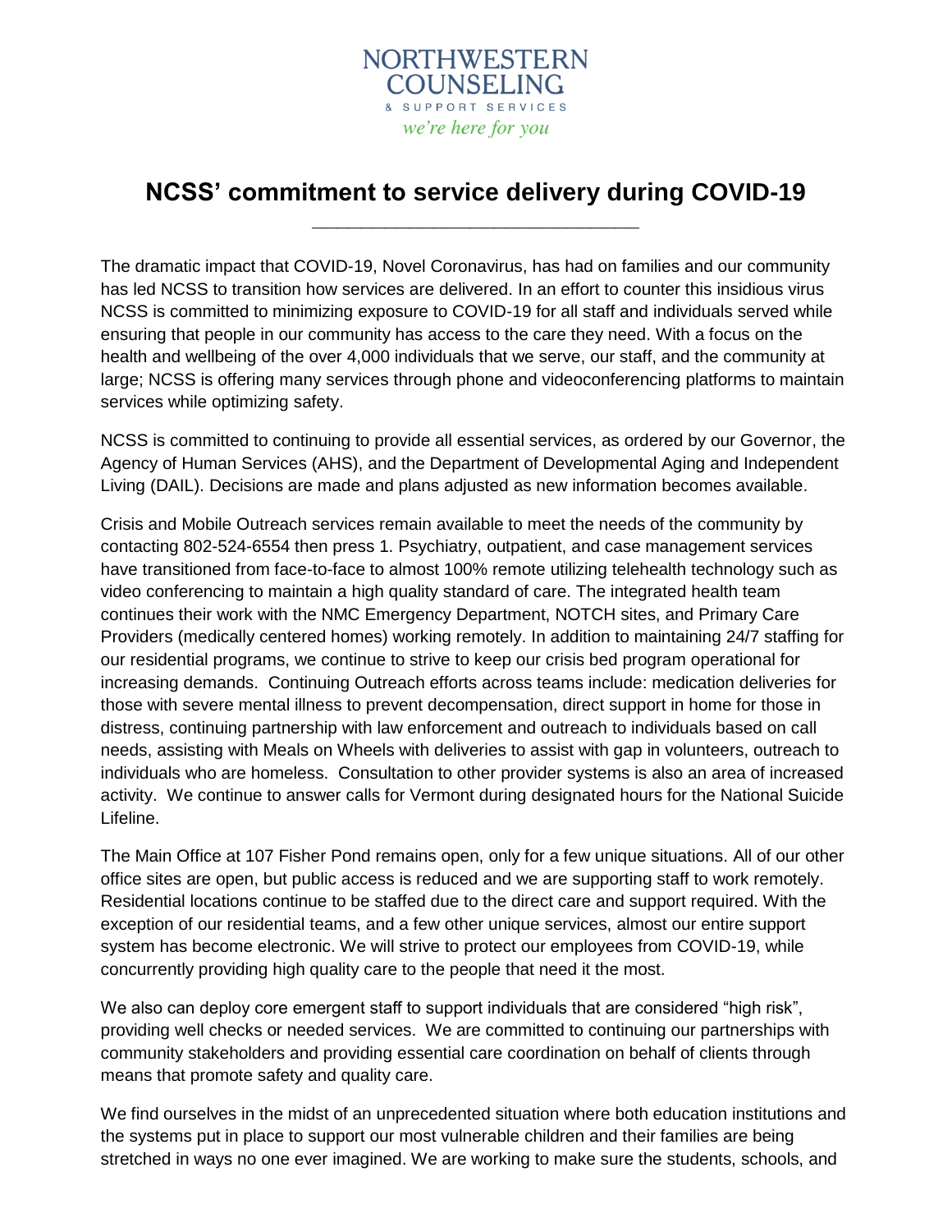NORTHWESTERN COUNSELING & SUPPORT SERVICES

*we're here for you*

# NCSS' commitment to service delivery during COVID-19

The dramatic impact that COVID-19, Novel Coronavirus, has had on families and our community has led NCSS to transition how services are delivered. In an effort to counter this insidious virus NCSS is committed to minimizing exposure to COVID-19 for all staff and individuals served while ensuring that people in our community has access to the care they need. With a focus on the health and wellbeing of the over 4,000 individuals that we serve, our staff, and the community at large; NCSS is offering many services through phone and videoconferencing platforms to maintain services while optimizing safety.

NCSS is committed to continuing to provide all essential services, as ordered by our Governor, the Agency of Human Services (AHS), and the Department of Developmental Aging and Independent Living (DAIL). Decisions are made and plans adjusted as new information becomes available.

Crisis and Mobile Outreach services remain available to meet the needs of the community by contacting 802-524-6554 then press 1. Psychiatry, outpatient, and case management services have transitioned from face-to-face to almost 100% remote utilizing telehealth technology such as video conferencing to maintain a high quality standard of care. The integrated health team continues their work with the NMC Emergency Department, NOTCH sites, and Primary Care Providers (medically centered homes) working remotely. In addition to maintaining 24/7 staffing for our residential programs, we continue to strive to keep our crisis bed program operational for increasing demands. Continuing Outreach efforts across teams include: medication deliveries for those with severe mental illness to prevent decompensation, direct support in home for those in distress, continuing partnership with law enforcement and outreach to individuals based on call needs, assisting with Meals on Wheels with deliveries to assist with gap in volunteers, outreach to individuals who are homeless. Consultation to other provider systems is also an area of increased activity. We continue to answer calls for Vermont during designated hours for the National Suicide Lifeline.

The Main Office at 107 Fisher Pond remains open, only for a few unique situations. All of our other office sites are open, but public access is reduced and we are supporting staff to work remotely. Residential locations continue to be staffed due to the direct care and support required. With the exception of our residential teams, and a few other unique services, almost our entire support system has become electronic. We will strive to protect our employees from COVID-19, while concurrently providing high quality care to the people that need it the most.

We also can deploy core emergent staff to support individuals that are considered "high risk", providing well checks or needed services. We are committed to continuing our partnerships with community stakeholders and providing essential care coordination on behalf of clients through means that promote safety and quality care.

We find ourselves in the midst of an unprecedented situation where both education institutions and the systems put in place to support our most vulnerable children and their families are being stretched in ways no one ever imagined. We are working to make sure the students, schools, and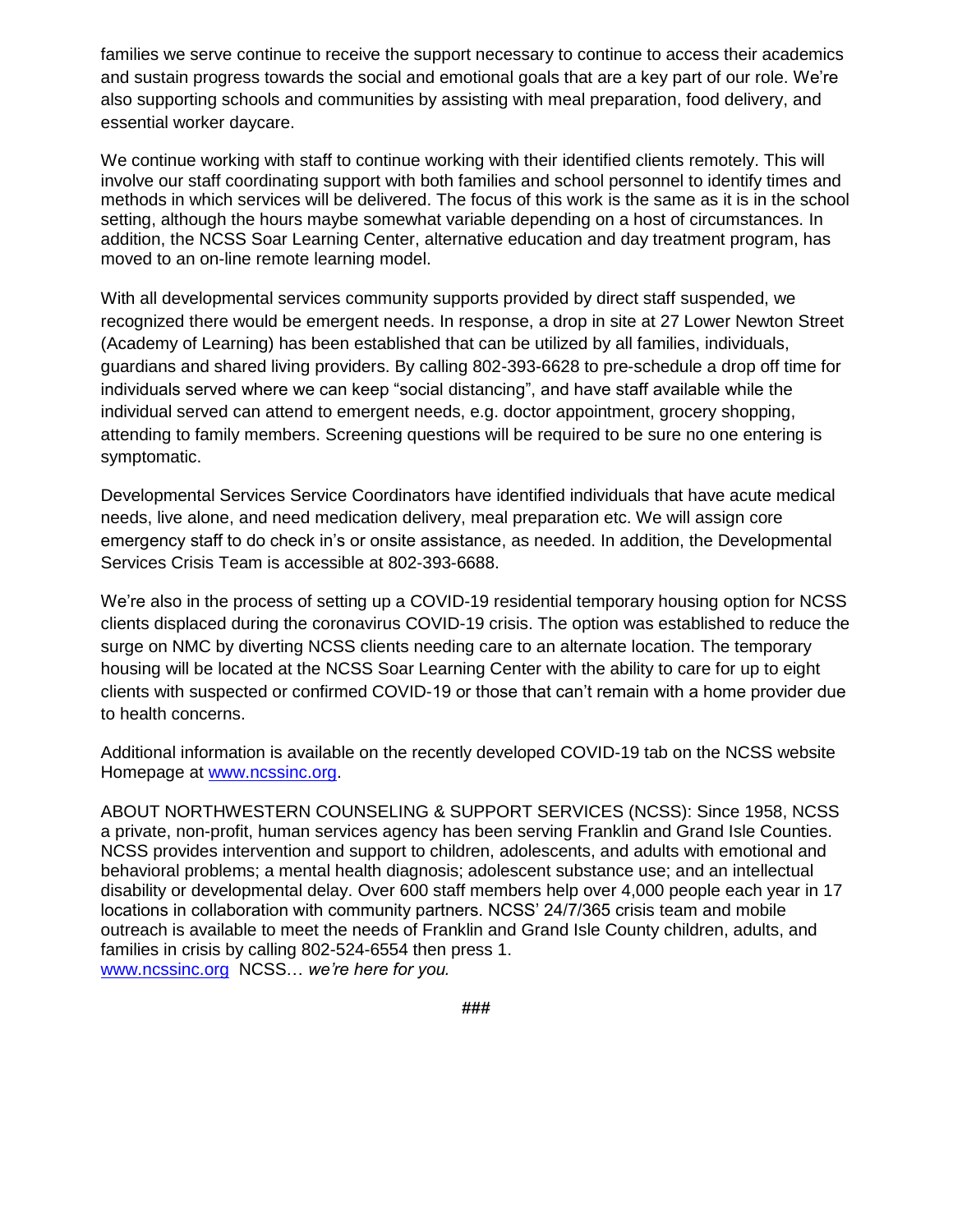families we serve continue to receive the support necessary to continue to access their academics and sustain progress towards the social and emotional goals that are a key part of our role. We're also supporting schools and communities by assisting with meal preparation, food delivery, and essential worker daycare.

We continue working with staff to continue working with their identified clients remotely. This will involve our staff coordinating support with both families and school personnel to identify times and methods in which services will be delivered. The focus of this work is the same as it is in the school setting, although the hours maybe somewhat variable depending on a host of circumstances. In addition, the NCSS Soar Learning Center, alternative education and day treatment program, has moved to an on-line remote learning model.

With all developmental services community supports provided by direct staff suspended, we recognized there would be emergent needs. In response, a drop in site at 27 Lower Newton Street (Academy of Learning) has been established that can be utilized by all families, individuals, guardians and shared living providers. By calling 802-393-6628 to pre-schedule a drop off time for individuals served where we can keep "social distancing", and have staff available while the individual served can attend to emergent needs, e.g. doctor appointment, grocery shopping, attending to family members. Screening questions will be required to be sure no one entering is symptomatic.

Developmental Services Service Coordinators have identified individuals that have acute medical needs, live alone, and need medication delivery, meal preparation etc. We will assign core emergency staff to do check in's or onsite assistance, as needed. In addition, the Developmental Services Crisis Team is accessible at 802-393-6688.

We're also in the process of setting up a COVID-19 residential temporary housing option for NCSS clients displaced during the coronavirus COVID-19 crisis. The option was established to reduce the surge on NMC by diverting NCSS clients needing care to an alternate location. The temporary housing will be located at the NCSS Soar Learning Center with the ability to care for up to eight clients with suspected or confirmed COVID-19 or those that can't remain with a home provider due to health concerns.

Additional information is available on the recently developed COVID-19 tab on the NCSS website Homepage at [www.ncssinc.org](http://www.ncssinc.org).

ABOUT NORTHWESTERN COUNSELING & SUPPORT SERVICES (NCSS): Since 1958, NCSS a private, non-profit, human services agency has been serving Franklin and Grand Isle Counties. NCSS provides intervention and support to children, adolescents, and adults with emotional and behavioral problems; a mental health diagnosis; adolescent substance use; and an intellectual disability or developmental delay. Over 600 staff members help over 4,000 people each year in 17 locations in collaboration with community partners. NCSS' 24/7/365 crisis team and mobile outreach is available to meet the needs of Franklin and Grand Isle County children, adults, and families in crisis by calling 802-524-6554 then press 1.
[www.ncssinc.org](http://www.ncssinc.org) NCSS… *we're here for you.*

###